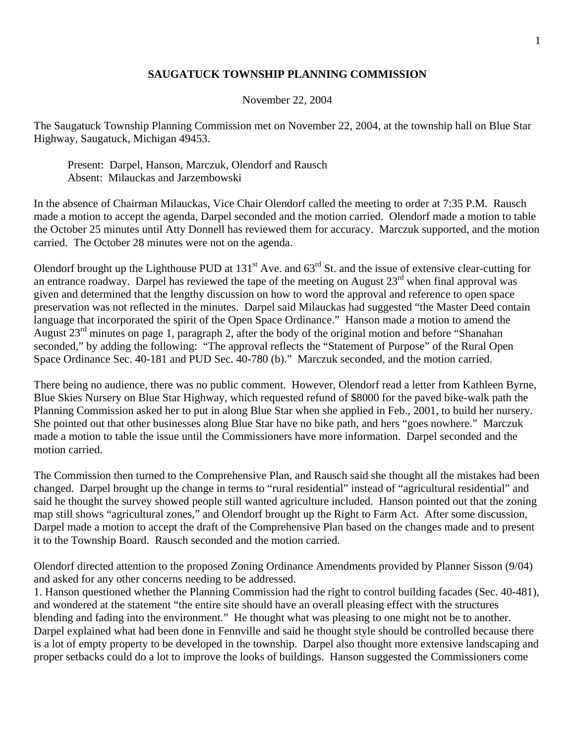# SAUGATUCK TOWNSHIP PLANNING COMMISSION

November 22, 2004

The Saugatuck Township Planning Commission met on November 22, 2004, at the township hall on Blue Star Highway, Saugatuck, Michigan 49453.

Present: Darpel, Hanson, Marczuk, Olendorf and Rausch
Absent: Milauckas and Jarzembowski

In the absence of Chairman Milauckas, Vice Chair Olendorf called the meeting to order at 7:35 P.M. Rausch made a motion to accept the agenda, Darpel seconded and the motion carried. Olendorf made a motion to table the October 25 minutes until Atty Donnell has reviewed them for accuracy. Marczuk supported, and the motion carried. The October 28 minutes were not on the agenda.

Olendorf brought up the Lighthouse PUD at 131st Ave. and 63rd St. and the issue of extensive clear-cutting for an entrance roadway. Darpel has reviewed the tape of the meeting on August 23rd when final approval was given and determined that the lengthy discussion on how to word the approval and reference to open space preservation was not reflected in the minutes. Darpel said Milauckas had suggested "the Master Deed contain language that incorporated the spirit of the Open Space Ordinance." Hanson made a motion to amend the August 23rd minutes on page 1, paragraph 2, after the body of the original motion and before "Shanahan seconded," by adding the following: "The approval reflects the "Statement of Purpose" of the Rural Open Space Ordinance Sec. 40-181 and PUD Sec. 40-780 (b)." Marczuk seconded, and the motion carried.

There being no audience, there was no public comment. However, Olendorf read a letter from Kathleen Byrne, Blue Skies Nursery on Blue Star Highway, which requested refund of $8000 for the paved bike-walk path the Planning Commission asked her to put in along Blue Star when she applied in Feb., 2001, to build her nursery. She pointed out that other businesses along Blue Star have no bike path, and hers "goes nowhere." Marczuk made a motion to table the issue until the Commissioners have more information. Darpel seconded and the motion carried.

The Commission then turned to the Comprehensive Plan, and Rausch said she thought all the mistakes had been changed. Darpel brought up the change in terms to "rural residential" instead of "agricultural residential" and said he thought the survey showed people still wanted agriculture included. Hanson pointed out that the zoning map still shows "agricultural zones," and Olendorf brought up the Right to Farm Act. After some discussion, Darpel made a motion to accept the draft of the Comprehensive Plan based on the changes made and to present it to the Township Board. Rausch seconded and the motion carried.

Olendorf directed attention to the proposed Zoning Ordinance Amendments provided by Planner Sisson (9/04) and asked for any other concerns needing to be addressed.

1. Hanson questioned whether the Planning Commission had the right to control building facades (Sec. 40-481), and wondered at the statement "the entire site should have an overall pleasing effect with the structures blending and fading into the environment." He thought what was pleasing to one might not be to another. Darpel explained what had been done in Fennville and said he thought style should be controlled because there is a lot of empty property to be developed in the township. Darpel also thought more extensive landscaping and proper setbacks could do a lot to improve the looks of buildings. Hanson suggested the Commissioners come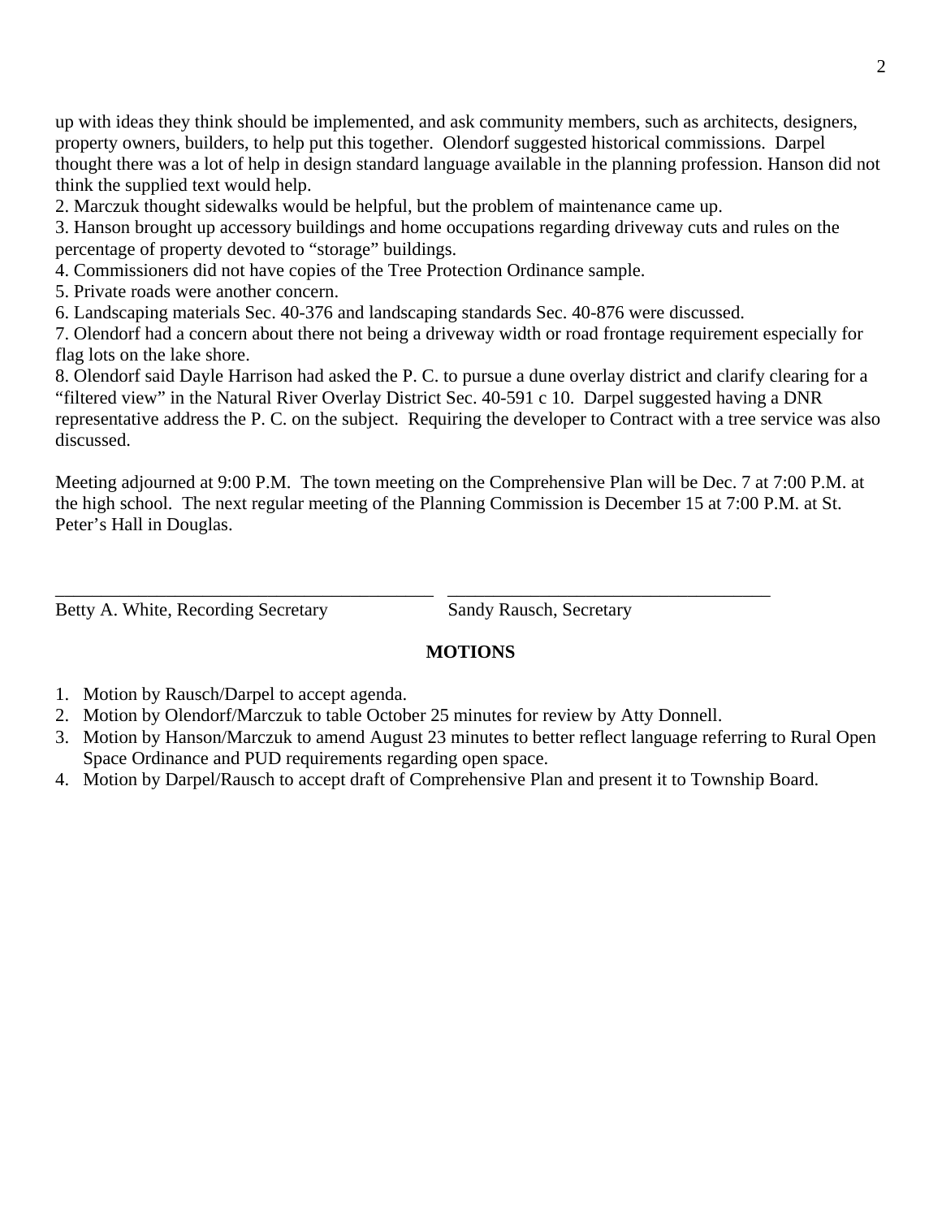up with ideas they think should be implemented, and ask community members, such as architects, designers, property owners, builders, to help put this together. Olendorf suggested historical commissions. Darpel thought there was a lot of help in design standard language available in the planning profession. Hanson did not think the supplied text would help.

2. Marczuk thought sidewalks would be helpful, but the problem of maintenance came up.
3. Hanson brought up accessory buildings and home occupations regarding driveway cuts and rules on the percentage of property devoted to "storage" buildings.
4. Commissioners did not have copies of the Tree Protection Ordinance sample.
5. Private roads were another concern.
6. Landscaping materials Sec. 40-376 and landscaping standards Sec. 40-876 were discussed.
7. Olendorf had a concern about there not being a driveway width or road frontage requirement especially for flag lots on the lake shore.
8. Olendorf said Dayle Harrison had asked the P. C. to pursue a dune overlay district and clarify clearing for a "filtered view" in the Natural River Overlay District Sec. 40-591 c 10. Darpel suggested having a DNR representative address the P. C. on the subject. Requiring the developer to Contract with a tree service was also discussed.

Meeting adjourned at 9:00 P.M. The town meeting on the Comprehensive Plan will be Dec. 7 at 7:00 P.M. at the high school. The next regular meeting of the Planning Commission is December 15 at 7:00 P.M. at St. Peter's Hall in Douglas.

\_\_\_\_\_\_\_\_\_\_\_\_\_\_\_\_\_\_\_\_\_\_\_\_\_\_\_\_\_\_\_\_\_\_\_\_\_\_\_\_ \_\_\_\_\_\_\_\_\_\_\_\_\_\_\_\_\_\_\_\_\_\_\_\_\_\_\_\_\_\_\_\_\_\_\_\_

Betty A. White, Recording Secretary Sandy Rausch, Secretary

**MOTIONS**

1. Motion by Rausch/Darpel to accept agenda.
2. Motion by Olendorf/Marczuk to table October 25 minutes for review by Atty Donnell.
3. Motion by Hanson/Marczuk to amend August 23 minutes to better reflect language referring to Rural Open Space Ordinance and PUD requirements regarding open space.
4. Motion by Darpel/Rausch to accept draft of Comprehensive Plan and present it to Township Board.